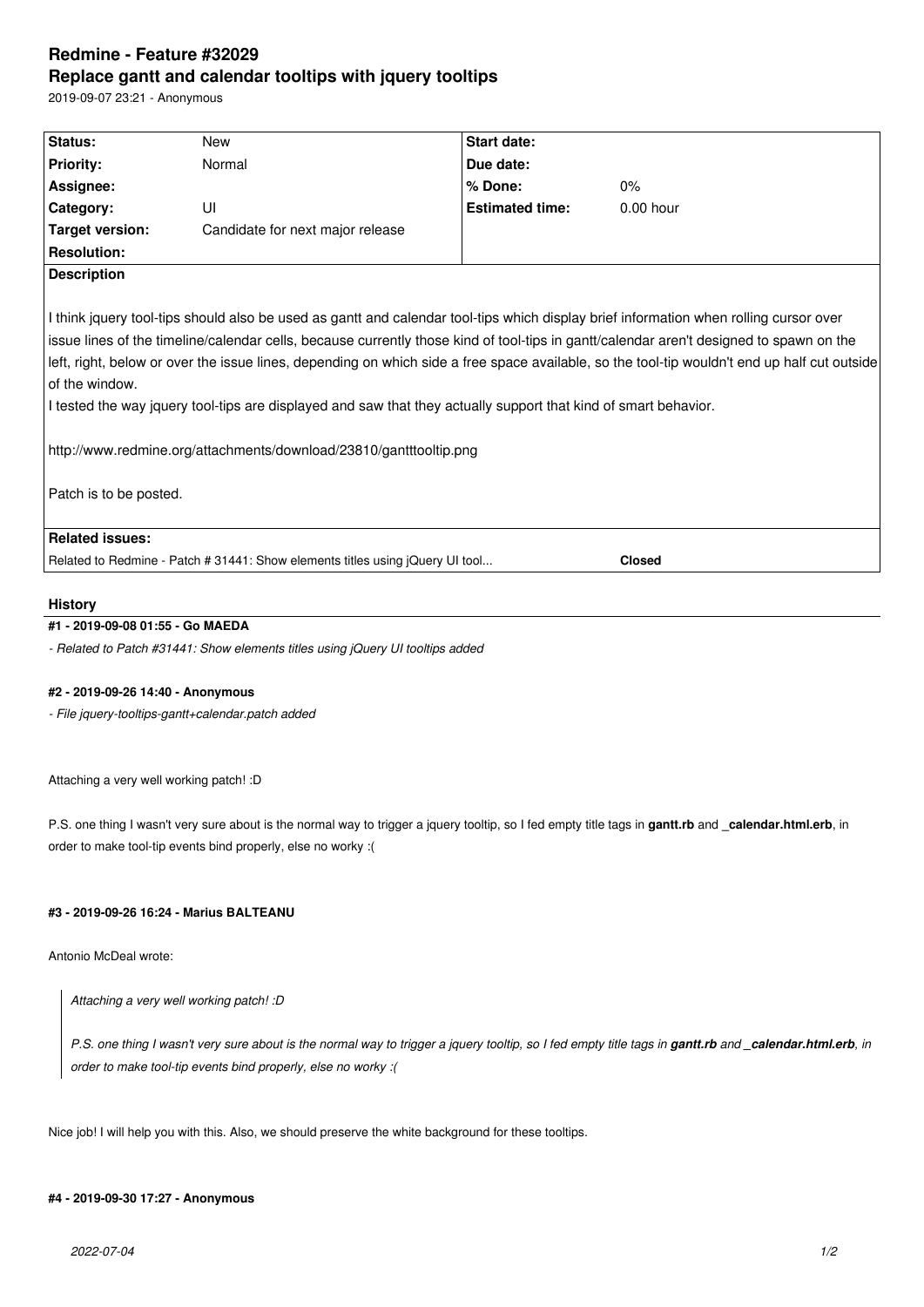# Redmine - Feature #32029
## Replace gantt and calendar tooltips with jquery tooltips

2019-09-07 23:21 - Anonymous

| Status: | New | Start date: | |
|---|---|---|---|
| Priority: | Normal | Due date: | |
| Assignee: | | % Done: | 0% |
| Category: | UI | Estimated time: | 0.00 hour |
| Target version: | Candidate for next major release | | |
| Resolution: | | | |

**Description**

I think jquery tool-tips should also be used as gantt and calendar tool-tips which display brief information when rolling cursor over issue lines of the timeline/calendar cells, because currently those kind of tool-tips in gantt/calendar aren't designed to spawn on the left, right, below or over the issue lines, depending on which side a free space available, so the tool-tip wouldn't end up half cut outside of the window.
I tested the way jquery tool-tips are displayed and saw that they actually support that kind of smart behavior.

http://www.redmine.org/attachments/download/23810/gantttooltip.png

Patch is to be posted.

**Related issues:**

| | |
|---|---|
| Related to Redmine - Patch # 31441: Show elements titles using jQuery UI tool... | **Closed** |

### History

#### #1 - 2019-09-08 01:55 - Go MAEDA

*- Related to Patch #31441: Show elements titles using jQuery UI tooltips added*

#### #2 - 2019-09-26 14:40 - Anonymous

*- File jquery-tooltips-gantt+calendar.patch added*

Attaching a very well working patch! :D

P.S. one thing I wasn't very sure about is the normal way to trigger a jquery tooltip, so I fed empty title tags in **gantt.rb** and **_calendar.html.erb**, in order to make tool-tip events bind properly, else no worky :(

#### #3 - 2019-09-26 16:24 - Marius BALTEANU

Antonio McDeal wrote:

> *Attaching a very well working patch! :D*
>
> *P.S. one thing I wasn't very sure about is the normal way to trigger a jquery tooltip, so I fed empty title tags in **gantt.rb** and **_calendar.html.erb**, in order to make tool-tip events bind properly, else no worky :(*

Nice job! I will help you with this. Also, we should preserve the white background for these tooltips.

#### #4 - 2019-09-30 17:27 - Anonymous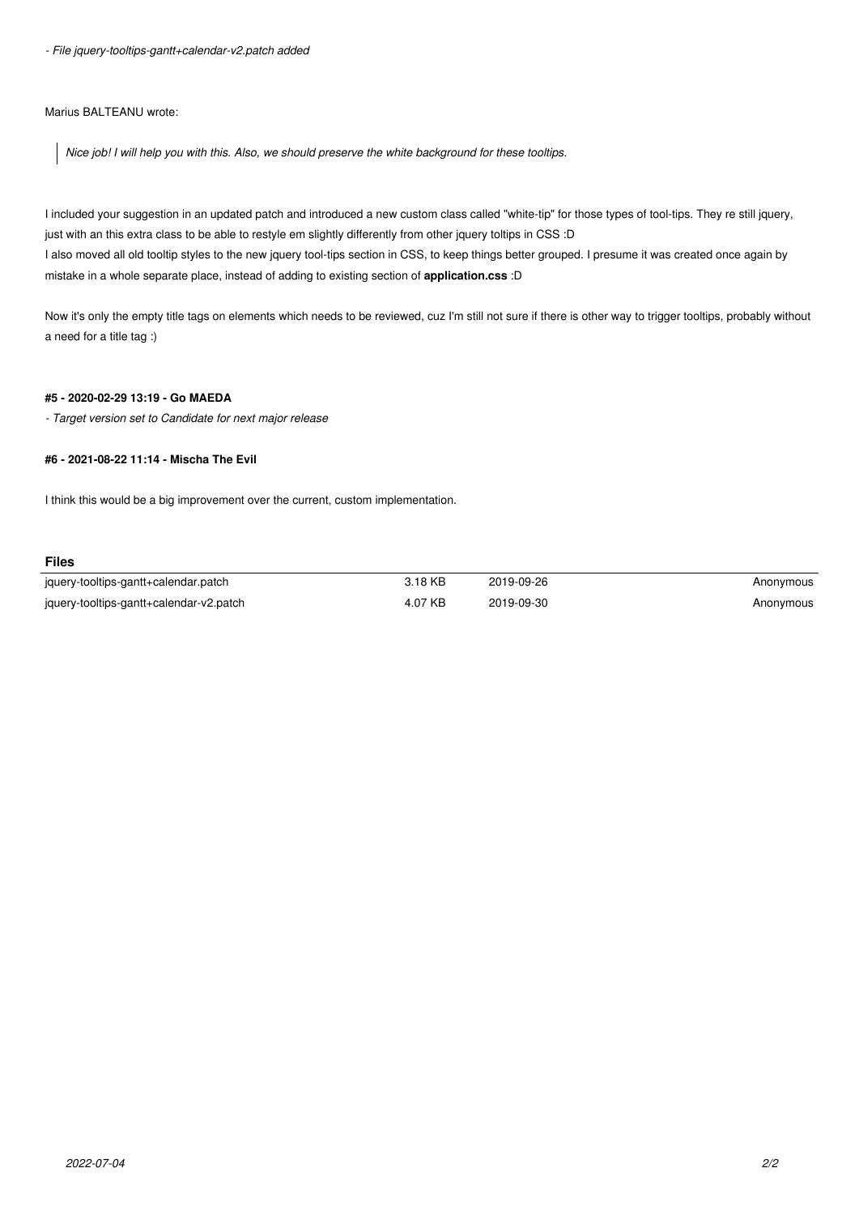*- File jquery-tooltips-gantt+calendar-v2.patch added*

Marius BALTEANU wrote:

> *Nice job! I will help you with this. Also, we should preserve the white background for these tooltips.*

I included your suggestion in an updated patch and introduced a new custom class called "white-tip" for those types of tool-tips. They re still jquery, just with an this extra class to be able to restyle em slightly differently from other jquery toltips in CSS :D
I also moved all old tooltip styles to the new jquery tool-tips section in CSS, to keep things better grouped. I presume it was created once again by mistake in a whole separate place, instead of adding to existing section of **application.css** :D

Now it's only the empty title tags on elements which needs to be reviewed, cuz I'm still not sure if there is other way to trigger tooltips, probably without a need for a title tag :)

#### #5 - 2020-02-29 13:19 - Go MAEDA

*- Target version set to Candidate for next major release*

#### #6 - 2021-08-22 11:14 - Mischa The Evil

I think this would be a big improvement over the current, custom implementation.

### Files

| | | | |
|---|---|---|---|
| jquery-tooltips-gantt+calendar.patch | 3.18 KB | 2019-09-26 | Anonymous |
| jquery-tooltips-gantt+calendar-v2.patch | 4.07 KB | 2019-09-30 | Anonymous |